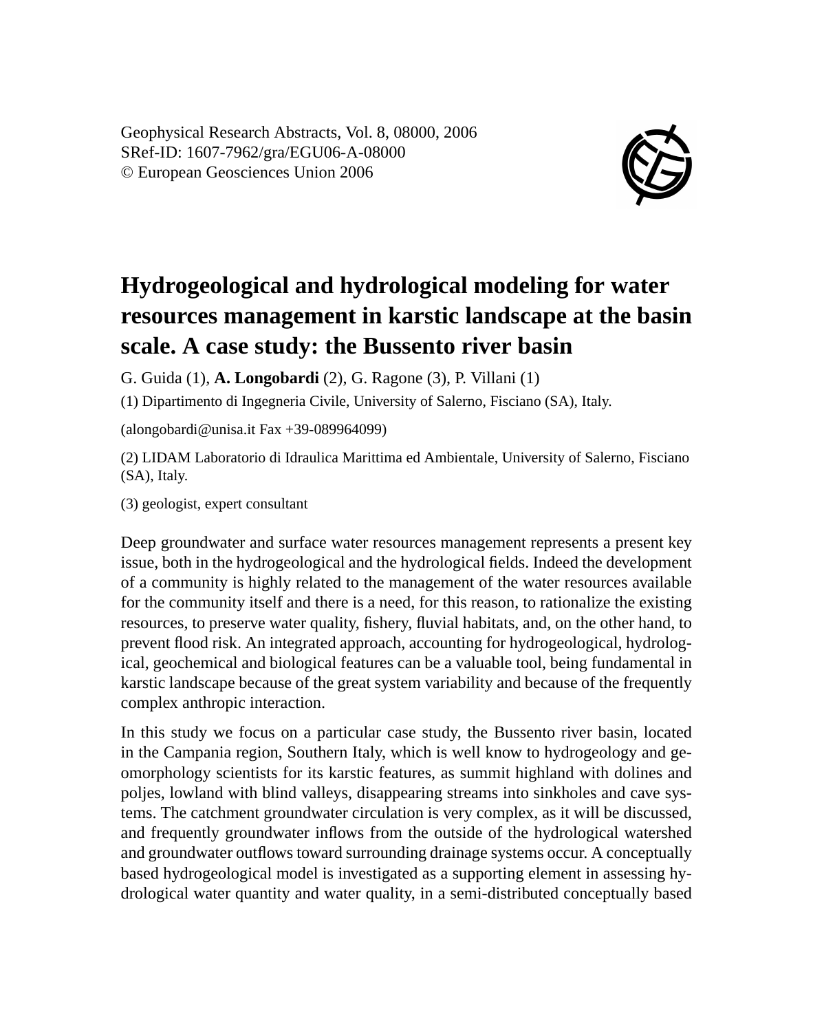Geophysical Research Abstracts, Vol. 8, 08000, 2006
SRef-ID: 1607-7962/gra/EGU06-A-08000
© European Geosciences Union 2006

# Hydrogeological and hydrological modeling for water resources management in karstic landscape at the basin scale. A case study: the Bussento river basin

G. Guida (1), **A. Longobardi** (2), G. Ragone (3), P. Villani (1)

(1) Dipartimento di Ingegneria Civile, University of Salerno, Fisciano (SA), Italy.

(alongobardi@unisa.it Fax +39-089964099)

(2) LIDAM Laboratorio di Idraulica Marittima ed Ambientale, University of Salerno, Fisciano (SA), Italy.

(3) geologist, expert consultant

Deep groundwater and surface water resources management represents a present key issue, both in the hydrogeological and the hydrological fields. Indeed the development of a community is highly related to the management of the water resources available for the community itself and there is a need, for this reason, to rationalize the existing resources, to preserve water quality, fishery, fluvial habitats, and, on the other hand, to prevent flood risk. An integrated approach, accounting for hydrogeological, hydrological, geochemical and biological features can be a valuable tool, being fundamental in karstic landscape because of the great system variability and because of the frequently complex anthropic interaction.

In this study we focus on a particular case study, the Bussento river basin, located in the Campania region, Southern Italy, which is well know to hydrogeology and geomorphology scientists for its karstic features, as summit highland with dolines and poljes, lowland with blind valleys, disappearing streams into sinkholes and cave systems. The catchment groundwater circulation is very complex, as it will be discussed, and frequently groundwater inflows from the outside of the hydrological watershed and groundwater outflows toward surrounding drainage systems occur. A conceptually based hydrogeological model is investigated as a supporting element in assessing hydrological water quantity and water quality, in a semi-distributed conceptually based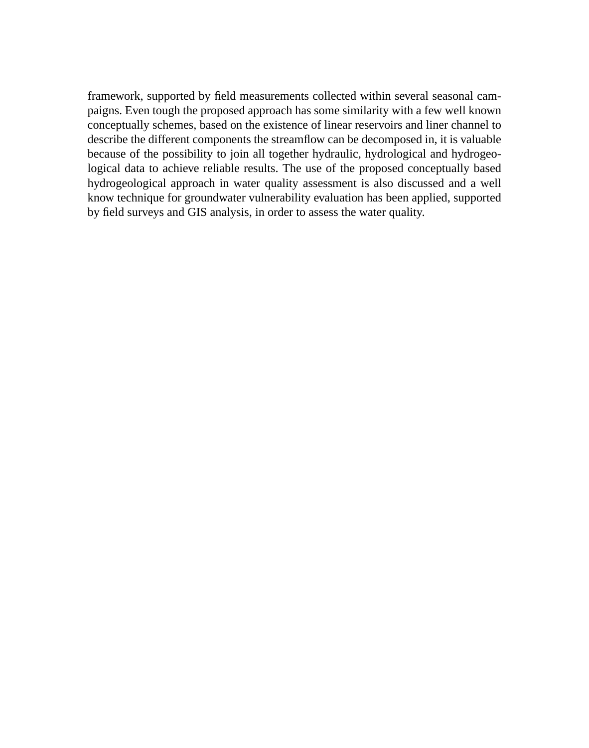framework, supported by field measurements collected within several seasonal campaigns. Even tough the proposed approach has some similarity with a few well known conceptually schemes, based on the existence of linear reservoirs and liner channel to describe the different components the streamflow can be decomposed in, it is valuable because of the possibility to join all together hydraulic, hydrological and hydrogeological data to achieve reliable results. The use of the proposed conceptually based hydrogeological approach in water quality assessment is also discussed and a well know technique for groundwater vulnerability evaluation has been applied, supported by field surveys and GIS analysis, in order to assess the water quality.